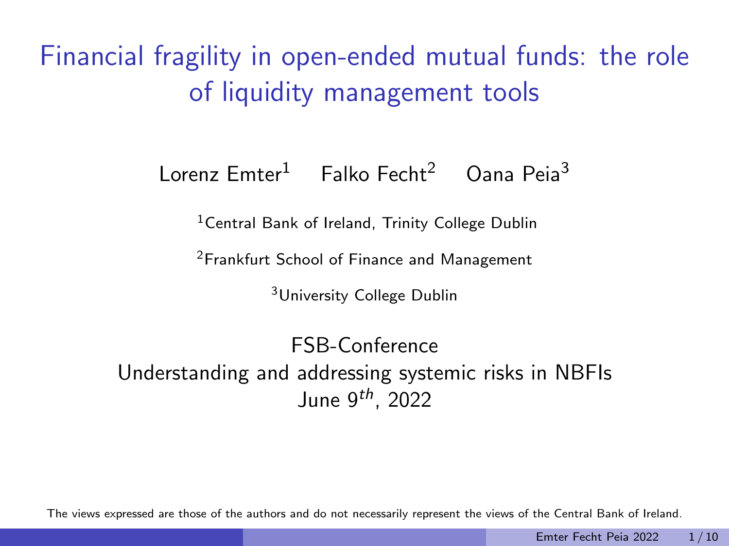# Financial fragility in open-ended mutual funds: the role of liquidity management tools

Lorenz Emter[1] Falko Fecht[2] Oana Peia[3]

[1]Central Bank of Ireland, Trinity College Dublin

[2]Frankfurt School of Finance and Management

[3]University College Dublin

FSB-Conference
Understanding and addressing systemic risks in NBFIs
June $9^{th}$, 2022

The views expressed are those of the authors and do not necessarily represent the views of the Central Bank of Ireland.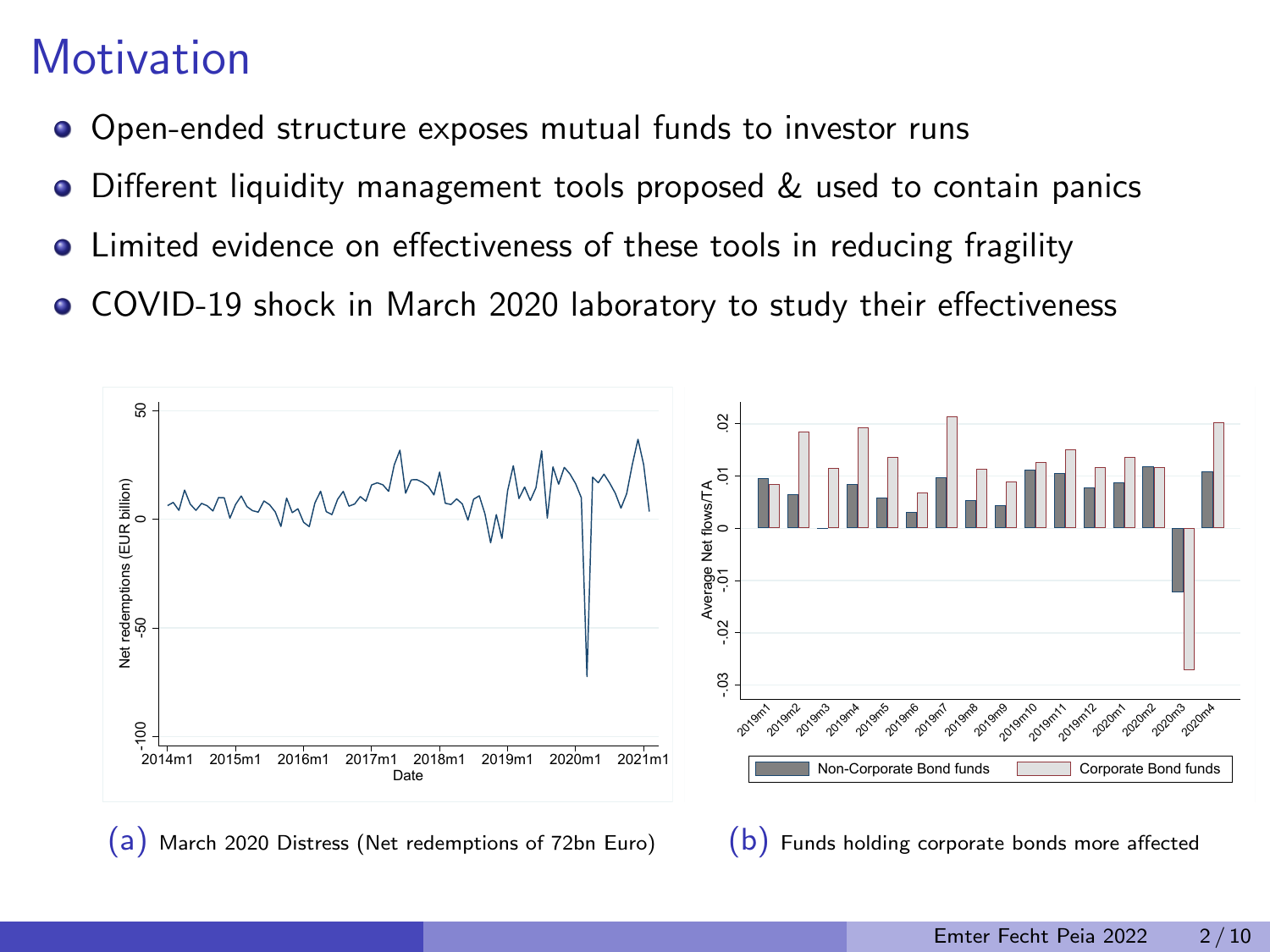# Motivation

- Open-ended structure exposes mutual funds to investor runs
- Different liquidity management tools proposed & used to contain panics
- Limited evidence on effectiveness of these tools in reducing fragility
- COVID-19 shock in March 2020 laboratory to study their effectiveness

(a) March 2020 Distress (Net redemptions of 72bn Euro)

(b) Funds holding corporate bonds more affected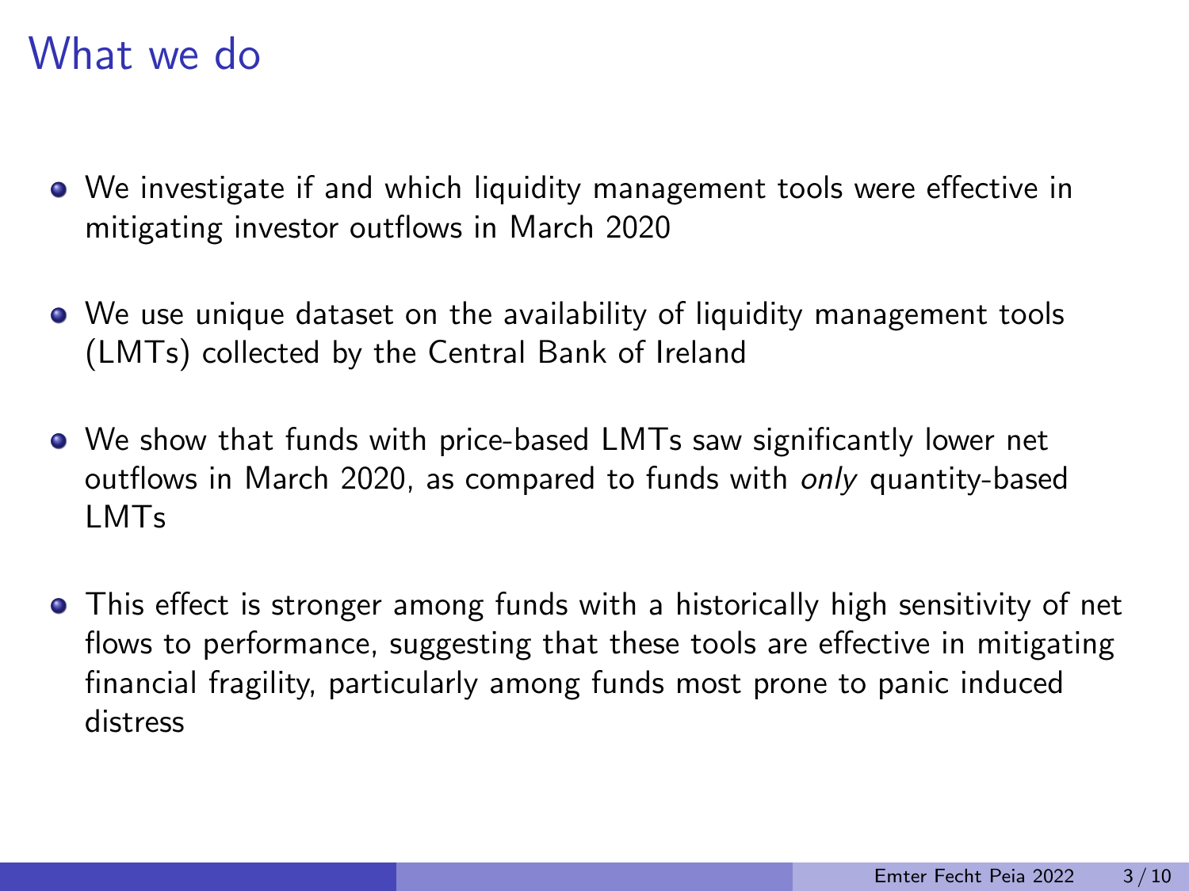# What we do

- We investigate if and which liquidity management tools were effective in mitigating investor outflows in March 2020
- We use unique dataset on the availability of liquidity management tools (LMTs) collected by the Central Bank of Ireland
- We show that funds with price-based LMTs saw significantly lower net outflows in March 2020, as compared to funds with *only* quantity-based LMTs
- This effect is stronger among funds with a historically high sensitivity of net flows to performance, suggesting that these tools are effective in mitigating financial fragility, particularly among funds most prone to panic induced distress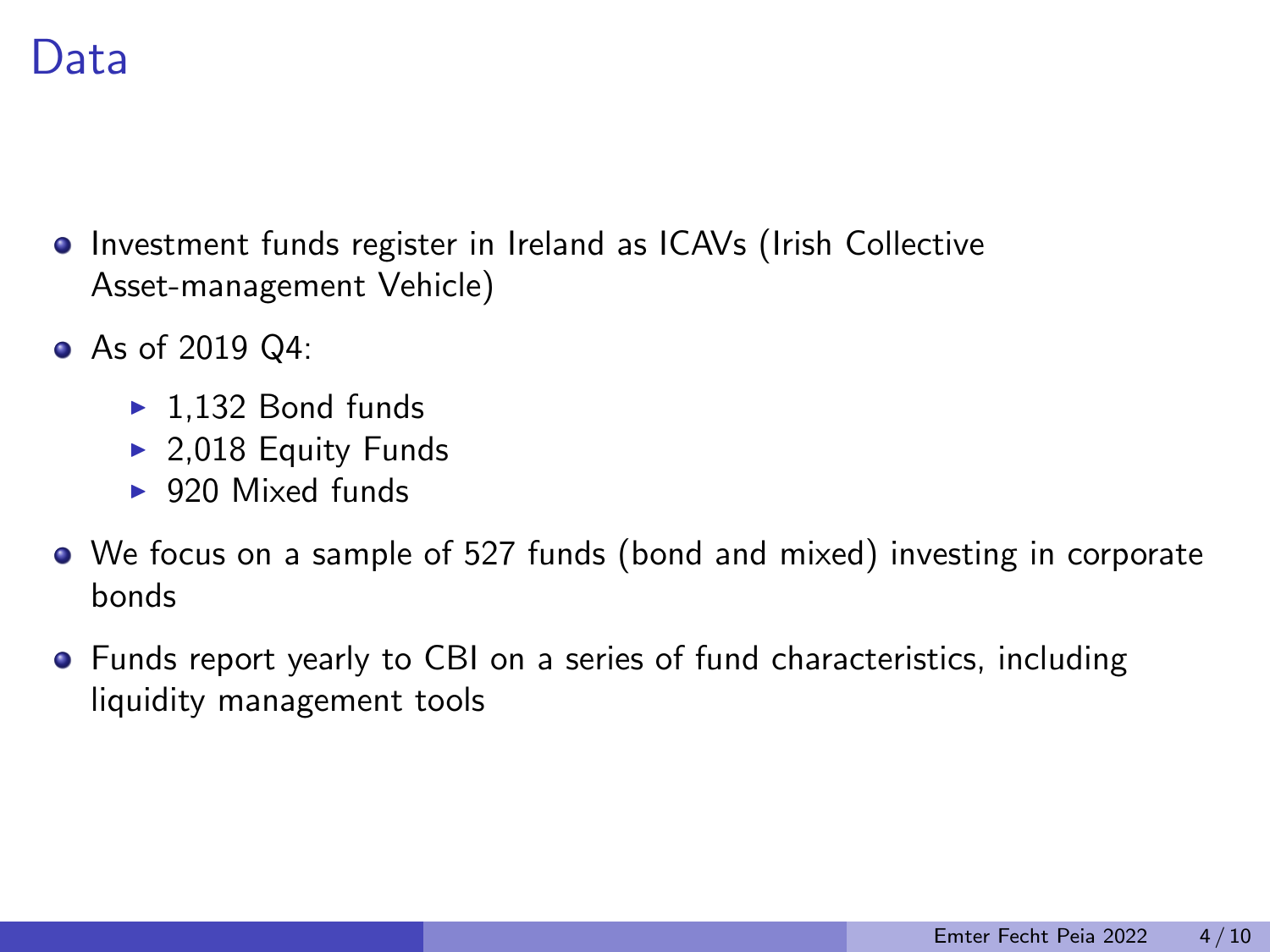# Data

- Investment funds register in Ireland as ICAVs (Irish Collective Asset-management Vehicle)
- As of 2019 Q4:
  - 1,132 Bond funds
  - 2,018 Equity Funds
  - 920 Mixed funds
- We focus on a sample of 527 funds (bond and mixed) investing in corporate bonds
- Funds report yearly to CBI on a series of fund characteristics, including liquidity management tools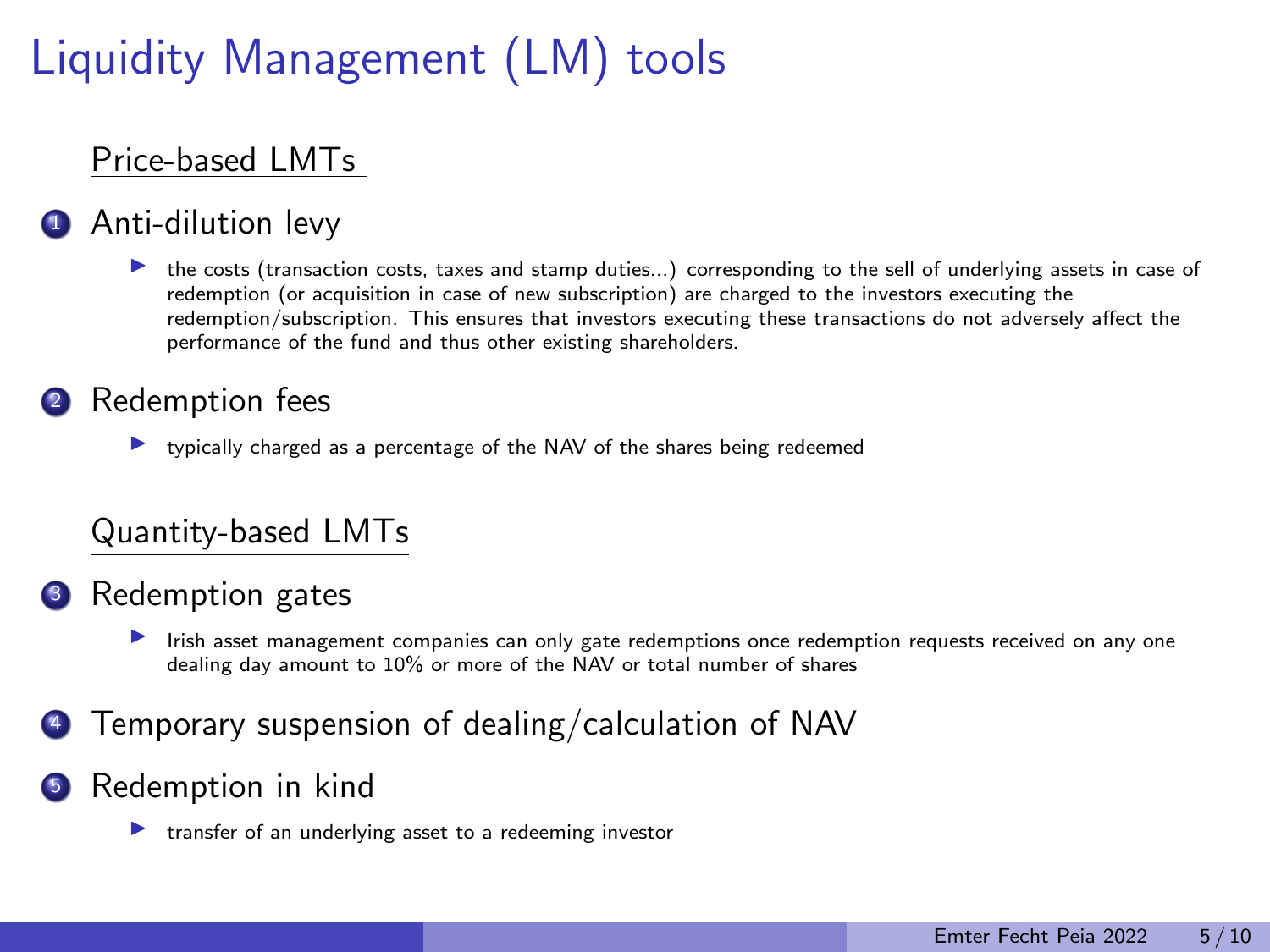# Liquidity Management (LM) tools

## Price-based LMTs

1. Anti-dilution levy
   - the costs (transaction costs, taxes and stamp duties...) corresponding to the sell of underlying assets in case of redemption (or acquisition in case of new subscription) are charged to the investors executing the redemption/subscription. This ensures that investors executing these transactions do not adversely affect the performance of the fund and thus other existing shareholders.
2. Redemption fees
   - typically charged as a percentage of the NAV of the shares being redeemed

## Quantity-based LMTs

3. Redemption gates
   - Irish asset management companies can only gate redemptions once redemption requests received on any one dealing day amount to 10% or more of the NAV or total number of shares
4. Temporary suspension of dealing/calculation of NAV
5. Redemption in kind
   - transfer of an underlying asset to a redeeming investor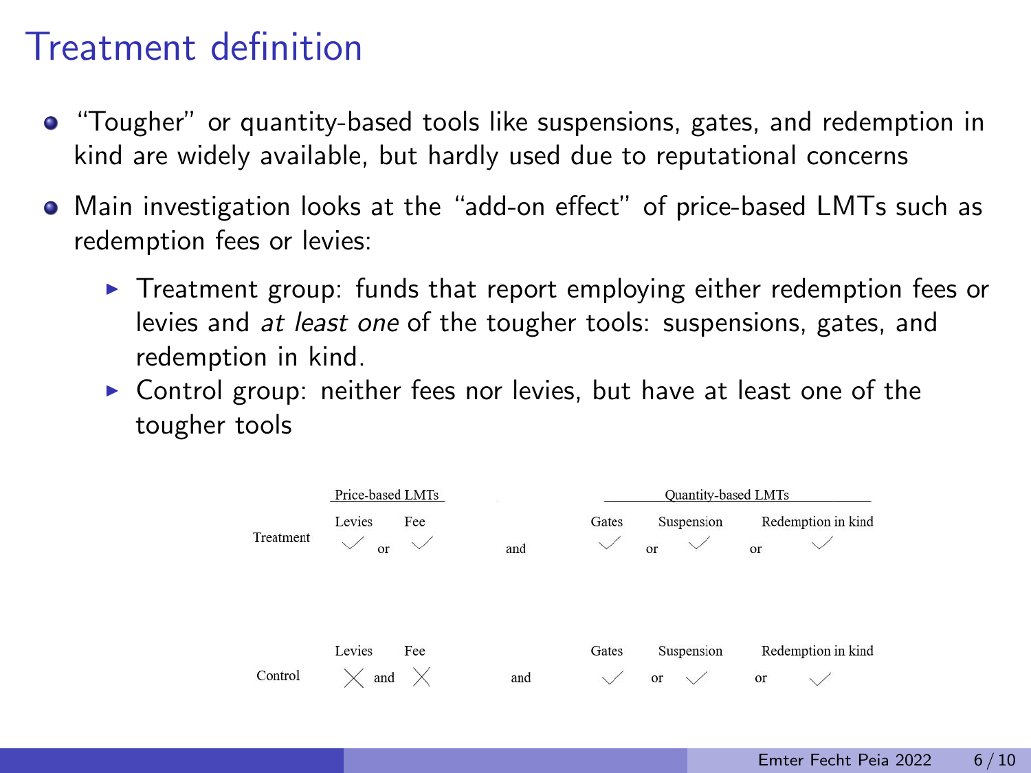# Treatment definition

- "Tougher" or quantity-based tools like suspensions, gates, and redemption in kind are widely available, but hardly used due to reputational concerns
- Main investigation looks at the "add-on effect" of price-based LMTs such as redemption fees or levies:
  - Treatment group: funds that report employing either redemption fees or levies and *at least one* of the tougher tools: suspensions, gates, and redemption in kind.
  - Control group: neither fees nor levies, but have at least one of the tougher tools

| | Price-based LMTs | | | | Quantity-based LMTs | | | | |
|---|---|---|---|---|---|---|---|---|---|
| | Levies | | Fee | | Gates | | Suspension | | Redemption in kind |
| Treatment | ✓ | or | ✓ | and | ✓ | or | ✓ | or | ✓ |
| | Levies | | Fee | | Gates | | Suspension | | Redemption in kind |
| Control | ✗ | and | ✗ | and | ✓ | or | ✓ | or | ✓ |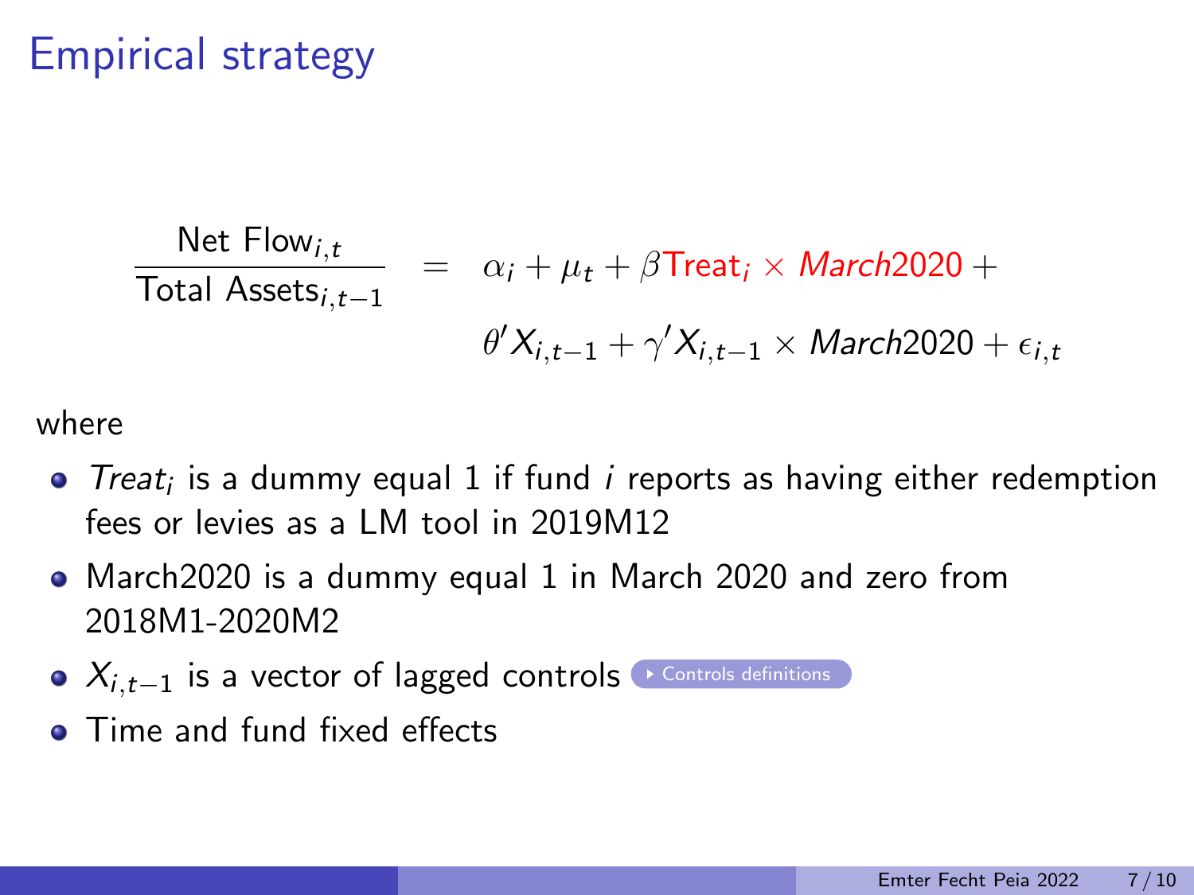# Empirical strategy

$$\frac{\text{Net Flow}_{i,t}}{\text{Total Assets}_{i,t-1}} = \alpha_i + \mu_t + \beta \text{Treat}_i \times \textit{March}2020 + \theta' X_{i,t-1} + \gamma' X_{i,t-1} \times \textit{March}2020 + \epsilon_{i,t}$$

where

- $Treat_i$ is a dummy equal 1 if fund $i$ reports as having either redemption fees or levies as a LM tool in 2019M12
- March2020 is a dummy equal 1 in March 2020 and zero from 2018M1-2020M2
- $X_{i,t-1}$ is a vector of lagged controls ▸ Controls definitions
- Time and fund fixed effects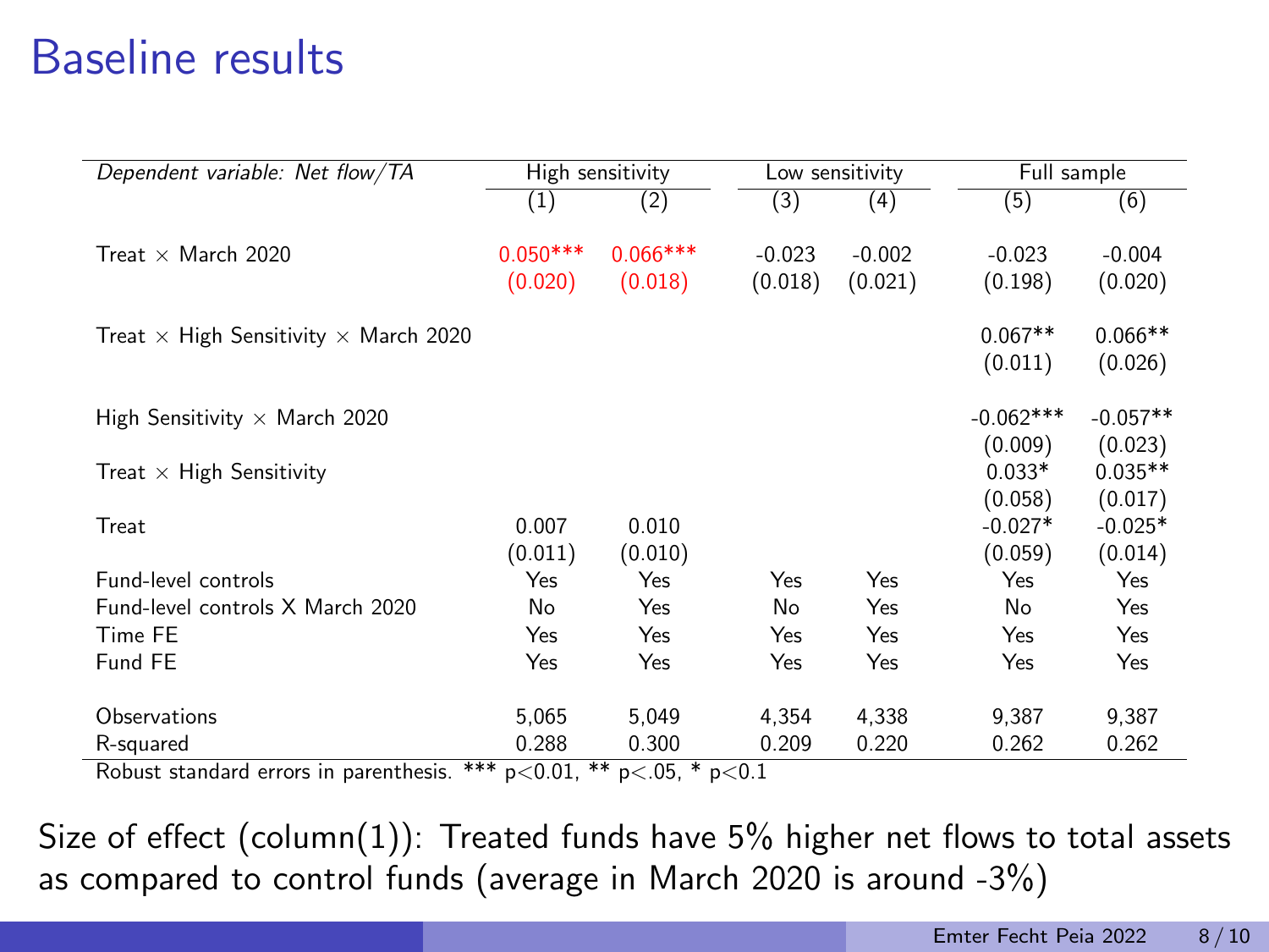# Baseline results

| *Dependent variable: Net flow/TA* | High sensitivity | | Low sensitivity | | Full sample | |
|---|---|---|---|---|---|---|
| | (1) | (2) | (3) | (4) | (5) | (6) |
| Treat × March 2020 | 0.050*** | 0.066*** | -0.023 | -0.002 | -0.023 | -0.004 |
| | (0.020) | (0.018) | (0.018) | (0.021) | (0.198) | (0.020) |
| Treat × High Sensitivity × March 2020 | | | | | 0.067** | 0.066** |
| | | | | | (0.011) | (0.026) |
| High Sensitivity × March 2020 | | | | | -0.062*** | -0.057** |
| | | | | | (0.009) | (0.023) |
| Treat × High Sensitivity | | | | | 0.033* | 0.035** |
| | | | | | (0.058) | (0.017) |
| Treat | 0.007 | 0.010 | | | -0.027* | -0.025* |
| | (0.011) | (0.010) | | | (0.059) | (0.014) |
| Fund-level controls | Yes | Yes | Yes | Yes | Yes | Yes |
| Fund-level controls X March 2020 | No | Yes | No | Yes | No | Yes |
| Time FE | Yes | Yes | Yes | Yes | Yes | Yes |
| Fund FE | Yes | Yes | Yes | Yes | Yes | Yes |
| Observations | 5,065 | 5,049 | 4,354 | 4,338 | 9,387 | 9,387 |
| R-squared | 0.288 | 0.300 | 0.209 | 0.220 | 0.262 | 0.262 |

Robust standard errors in parenthesis. *** $p<0.01$, ** $p<.05$, * $p<0.1$

Size of effect (column(1)): Treated funds have 5% higher net flows to total assets as compared to control funds (average in March 2020 is around -3%)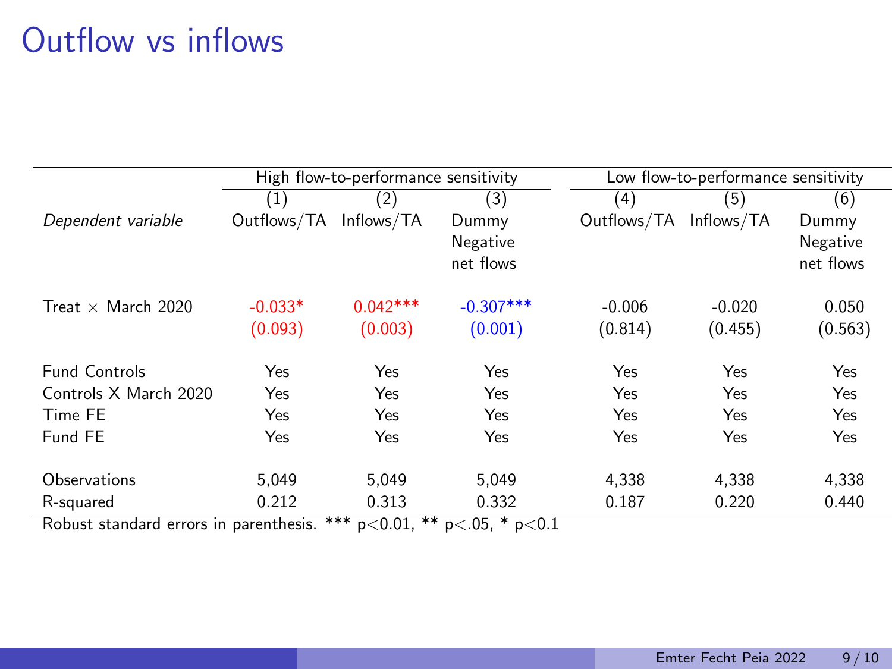# Outflow vs inflows

| | High flow-to-performance sensitivity | | | Low flow-to-performance sensitivity | | |
|---|---|---|---|---|---|---|
| | (1) | (2) | (3) | (4) | (5) | (6) |
| *Dependent variable* | Outflows/TA | Inflows/TA | Dummy Negative net flows | Outflows/TA | Inflows/TA | Dummy Negative net flows |
| Treat × March 2020 | -0.033* | 0.042*** | -0.307*** | -0.006 | -0.020 | 0.050 |
| | (0.093) | (0.003) | (0.001) | (0.814) | (0.455) | (0.563) |
| Fund Controls | Yes | Yes | Yes | Yes | Yes | Yes |
| Controls X March 2020 | Yes | Yes | Yes | Yes | Yes | Yes |
| Time FE | Yes | Yes | Yes | Yes | Yes | Yes |
| Fund FE | Yes | Yes | Yes | Yes | Yes | Yes |
| Observations | 5,049 | 5,049 | 5,049 | 4,338 | 4,338 | 4,338 |
| R-squared | 0.212 | 0.313 | 0.332 | 0.187 | 0.220 | 0.440 |

Robust standard errors in parenthesis. *** $p<0.01$, ** $p<.05$, * $p<0.1$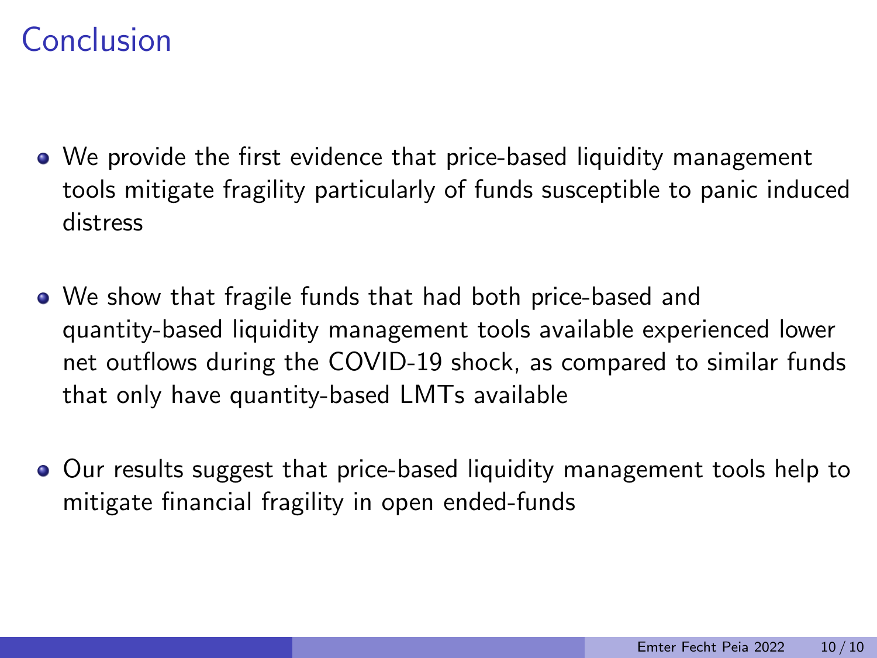# Conclusion

- We provide the first evidence that price-based liquidity management tools mitigate fragility particularly of funds susceptible to panic induced distress
- We show that fragile funds that had both price-based and quantity-based liquidity management tools available experienced lower net outflows during the COVID-19 shock, as compared to similar funds that only have quantity-based LMTs available
- Our results suggest that price-based liquidity management tools help to mitigate financial fragility in open ended-funds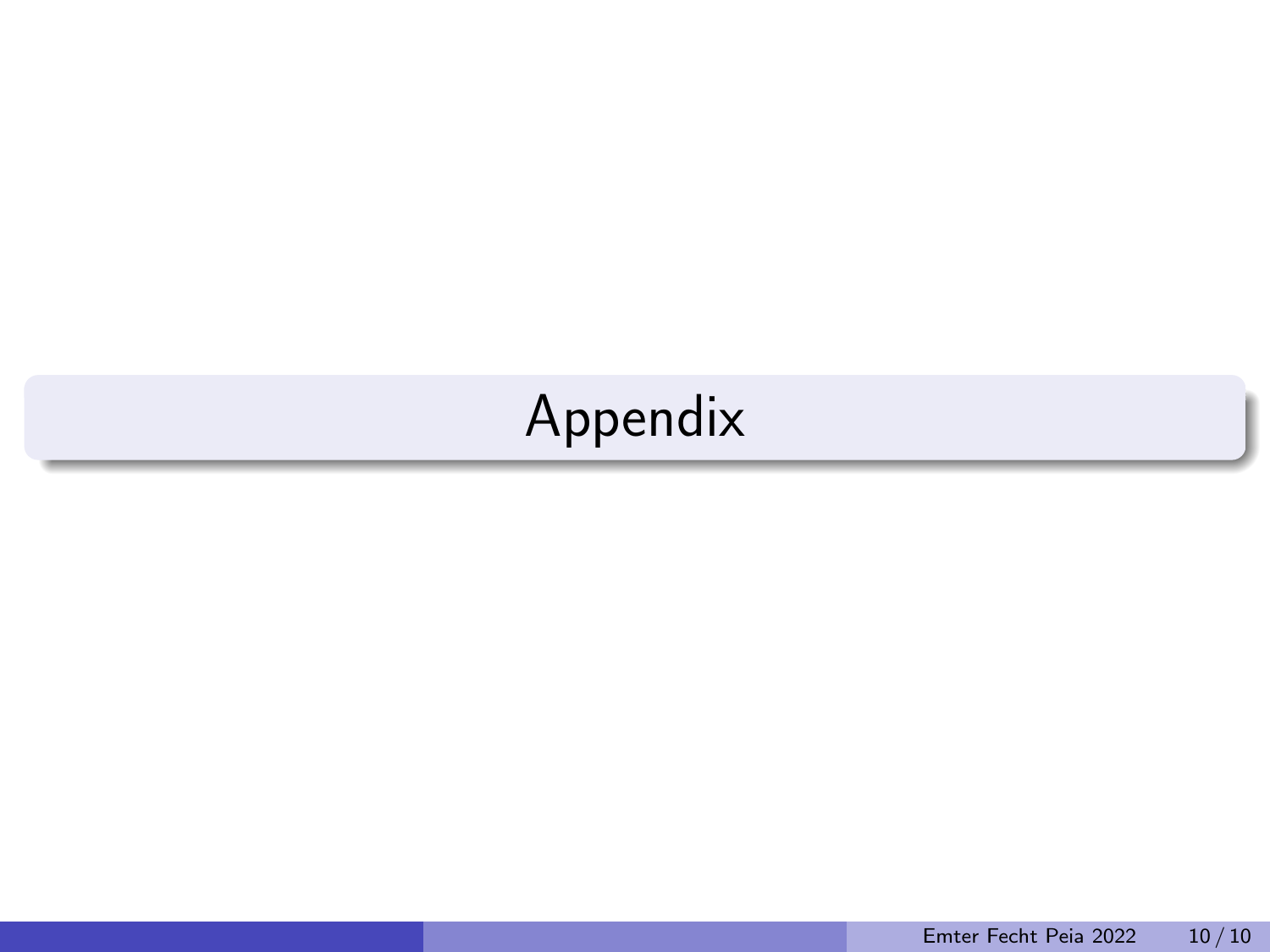# Appendix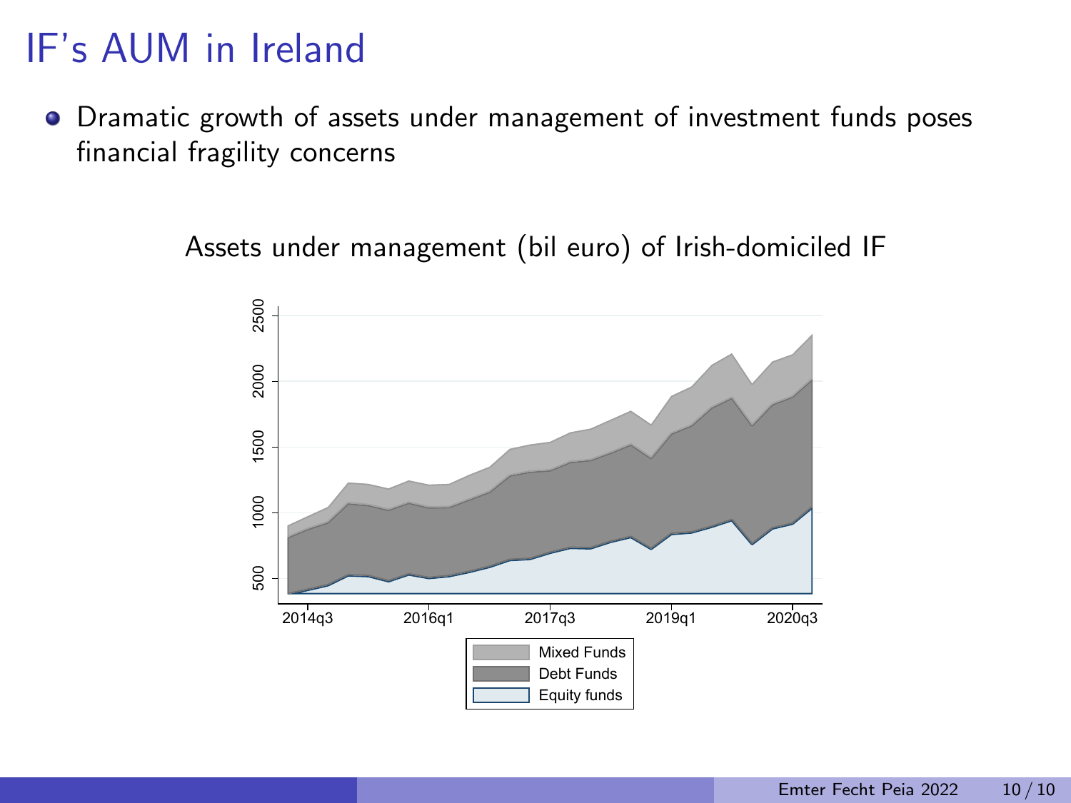# IF's AUM in Ireland

- Dramatic growth of assets under management of investment funds poses financial fragility concerns

Assets under management (bil euro) of Irish-domiciled IF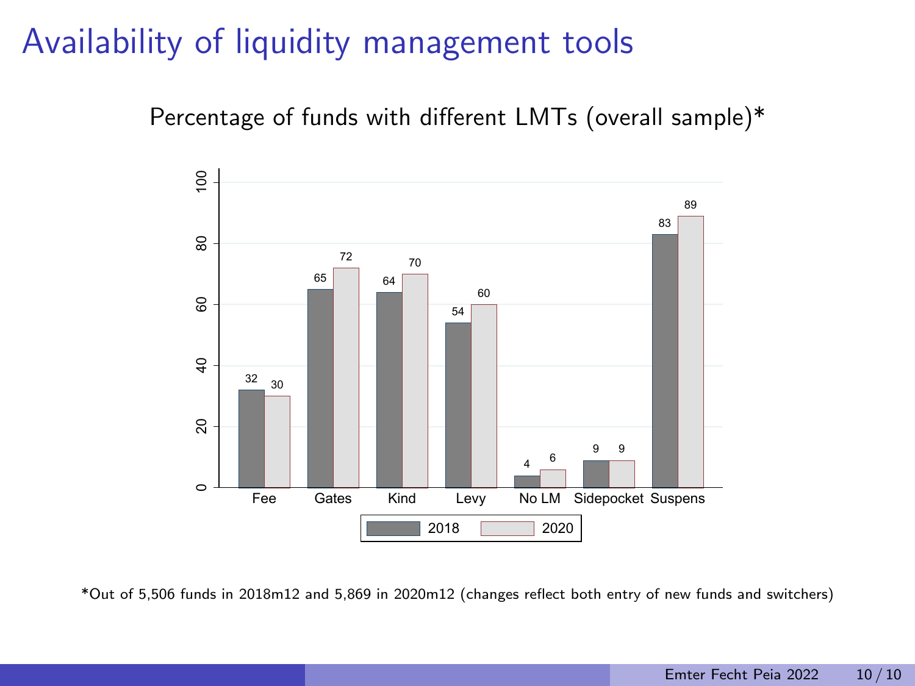# Availability of liquidity management tools

Percentage of funds with different LMTs (overall sample)*

| | Fee | Gates | Kind | Levy | No LM | Sidepocket | Suspens |
|---|---|---|---|---|---|---|---|
| 2018 | 32 | 65 | 64 | 54 | 4 | 9 | 83 |
| 2020 | 30 | 72 | 70 | 60 | 6 | 9 | 89 |

*Out of 5,506 funds in 2018m12 and 5,869 in 2020m12 (changes reflect both entry of new funds and switchers)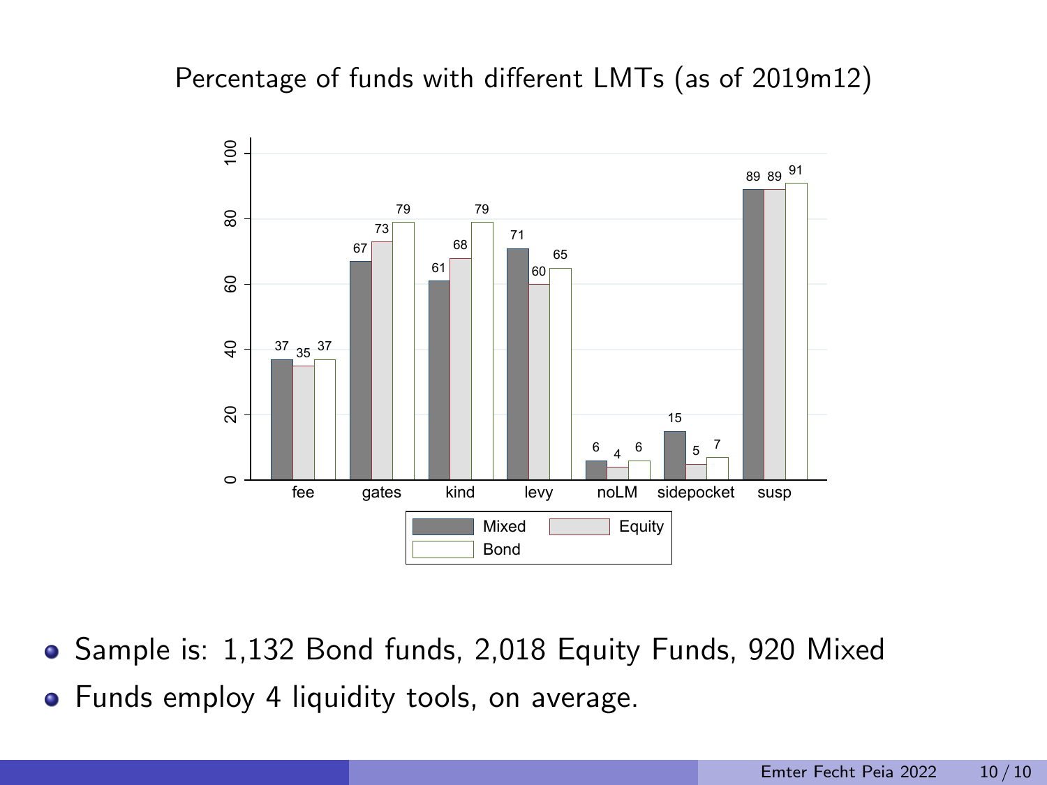Percentage of funds with different LMTs (as of 2019m12)

| | Mixed | Equity | Bond |
|---|---|---|---|
| fee | 37 | 35 | 37 |
| gates | 67 | 73 | 79 |
| kind | 61 | 68 | 79 |
| levy | 71 | 60 | 65 |
| noLM | 6 | 4 | 6 |
| sidepocket | 15 | 5 | 7 |
| susp | 89 | 89 | 91 |

- Sample is: 1,132 Bond funds, 2,018 Equity Funds, 920 Mixed
- Funds employ 4 liquidity tools, on average.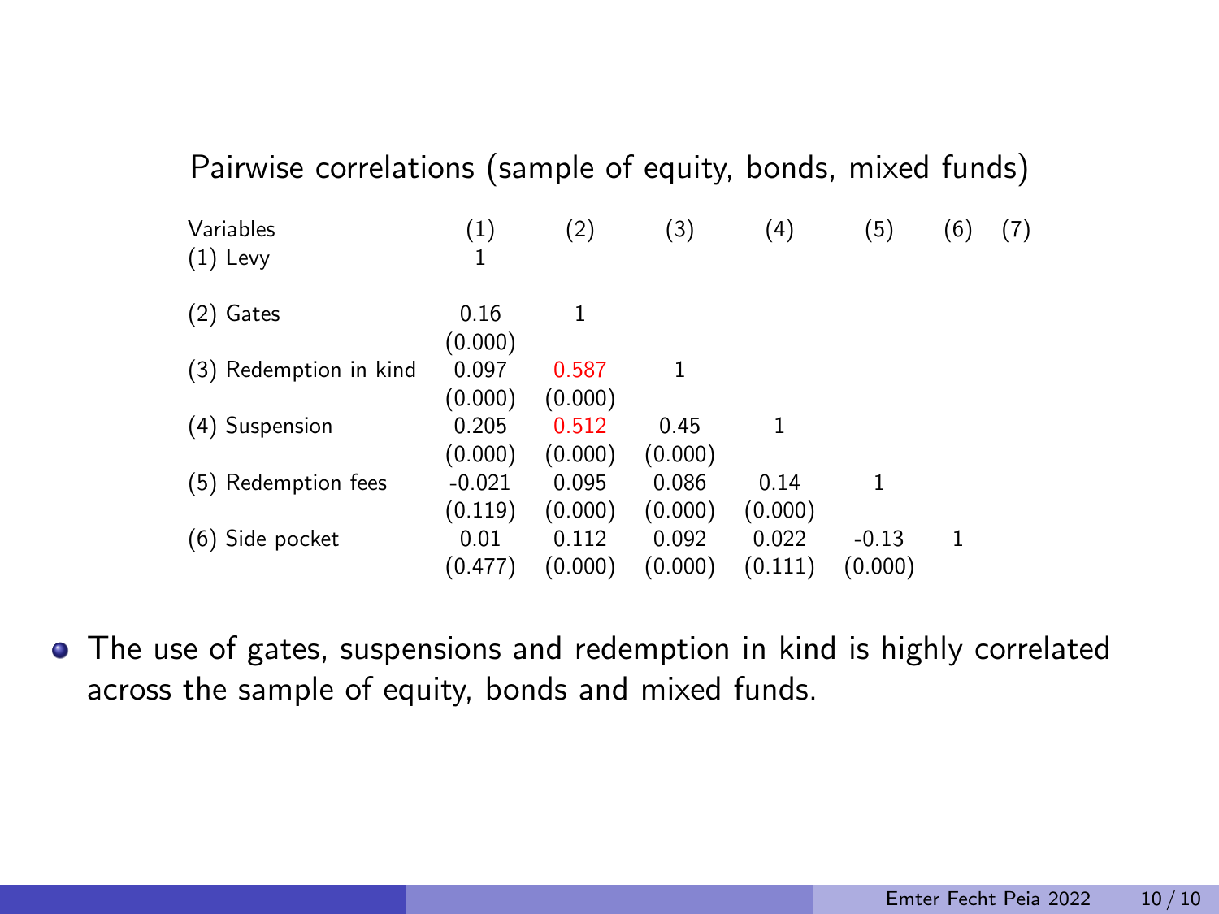Pairwise correlations (sample of equity, bonds, mixed funds)

| Variables | (1) | (2) | (3) | (4) | (5) | (6) | (7) |
|---|---|---|---|---|---|---|---|
| (1) Levy | 1 | | | | | | |
| (2) Gates | 0.16 | 1 | | | | | |
| | (0.000) | | | | | | |
| (3) Redemption in kind | 0.097 | 0.587 | 1 | | | | |
| | (0.000) | (0.000) | | | | | |
| (4) Suspension | 0.205 | 0.512 | 0.45 | 1 | | | |
| | (0.000) | (0.000) | (0.000) | | | | |
| (5) Redemption fees | -0.021 | 0.095 | 0.086 | 0.14 | 1 | | |
| | (0.119) | (0.000) | (0.000) | (0.000) | | | |
| (6) Side pocket | 0.01 | 0.112 | 0.092 | 0.022 | -0.13 | 1 | |
| | (0.477) | (0.000) | (0.000) | (0.111) | (0.000) | | |

- The use of gates, suspensions and redemption in kind is highly correlated across the sample of equity, bonds and mixed funds.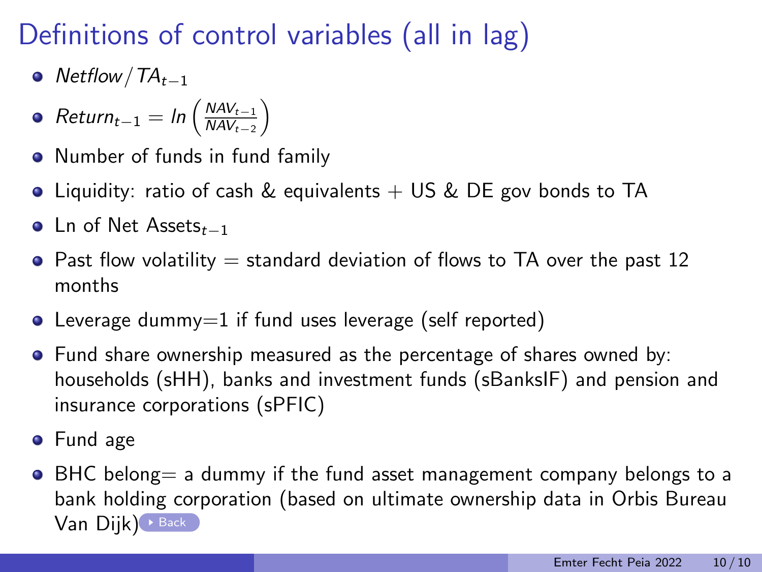# Definitions of control variables (all in lag)

- $Netflow/TA_{t-1}$
- $Return_{t-1} = ln\left(\frac{NAV_{t-1}}{NAV_{t-2}}\right)$
- Number of funds in fund family
- Liquidity: ratio of cash & equivalents + US & DE gov bonds to TA
- Ln of Net Assets$_{t-1}$
- Past flow volatility = standard deviation of flows to TA over the past 12 months
- Leverage dummy=1 if fund uses leverage (self reported)
- Fund share ownership measured as the percentage of shares owned by: households (sHH), banks and investment funds (sBanksIF) and pension and insurance corporations (sPFIC)
- Fund age
- BHC belong= a dummy if the fund asset management company belongs to a bank holding corporation (based on ultimate ownership data in Orbis Bureau Van Dijk) Back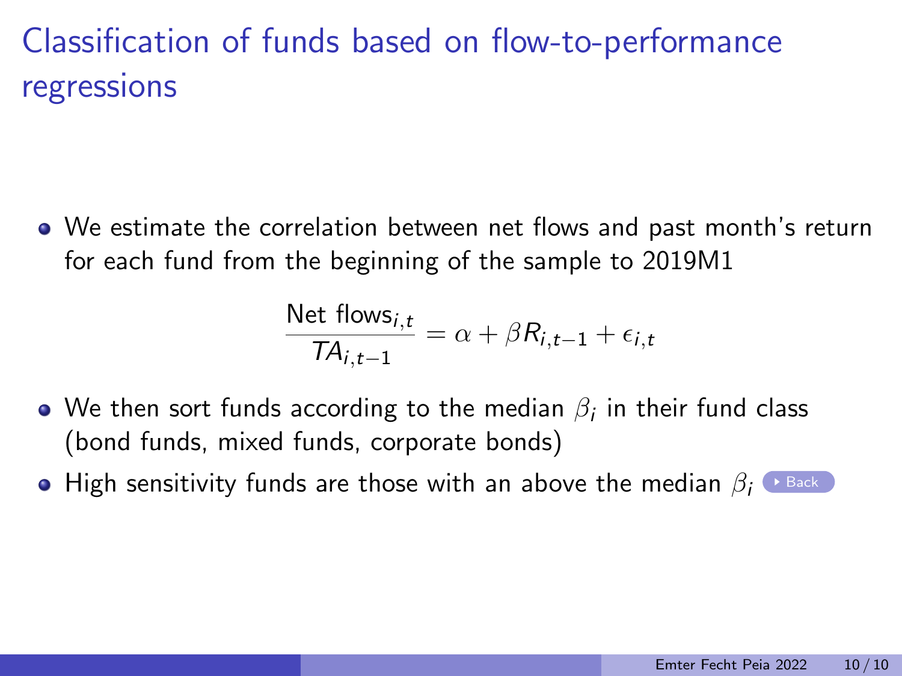# Classification of funds based on flow-to-performance regressions

- We estimate the correlation between net flows and past month's return for each fund from the beginning of the sample to 2019M1

$$\frac{\text{Net flows}_{i,t}}{TA_{i,t-1}} = \alpha + \beta R_{i,t-1} + \epsilon_{i,t}$$

- We then sort funds according to the median $\beta_i$ in their fund class (bond funds, mixed funds, corporate bonds)
- High sensitivity funds are those with an above the median $\beta_i$ Back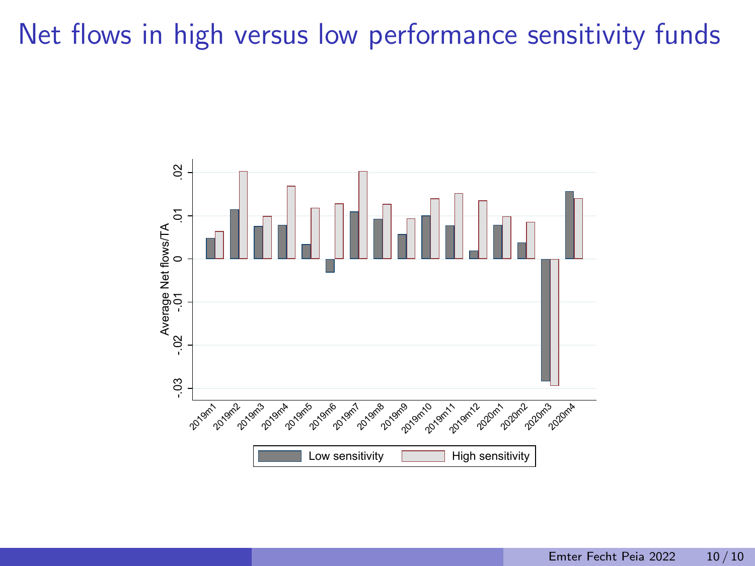# Net flows in high versus low performance sensitivity funds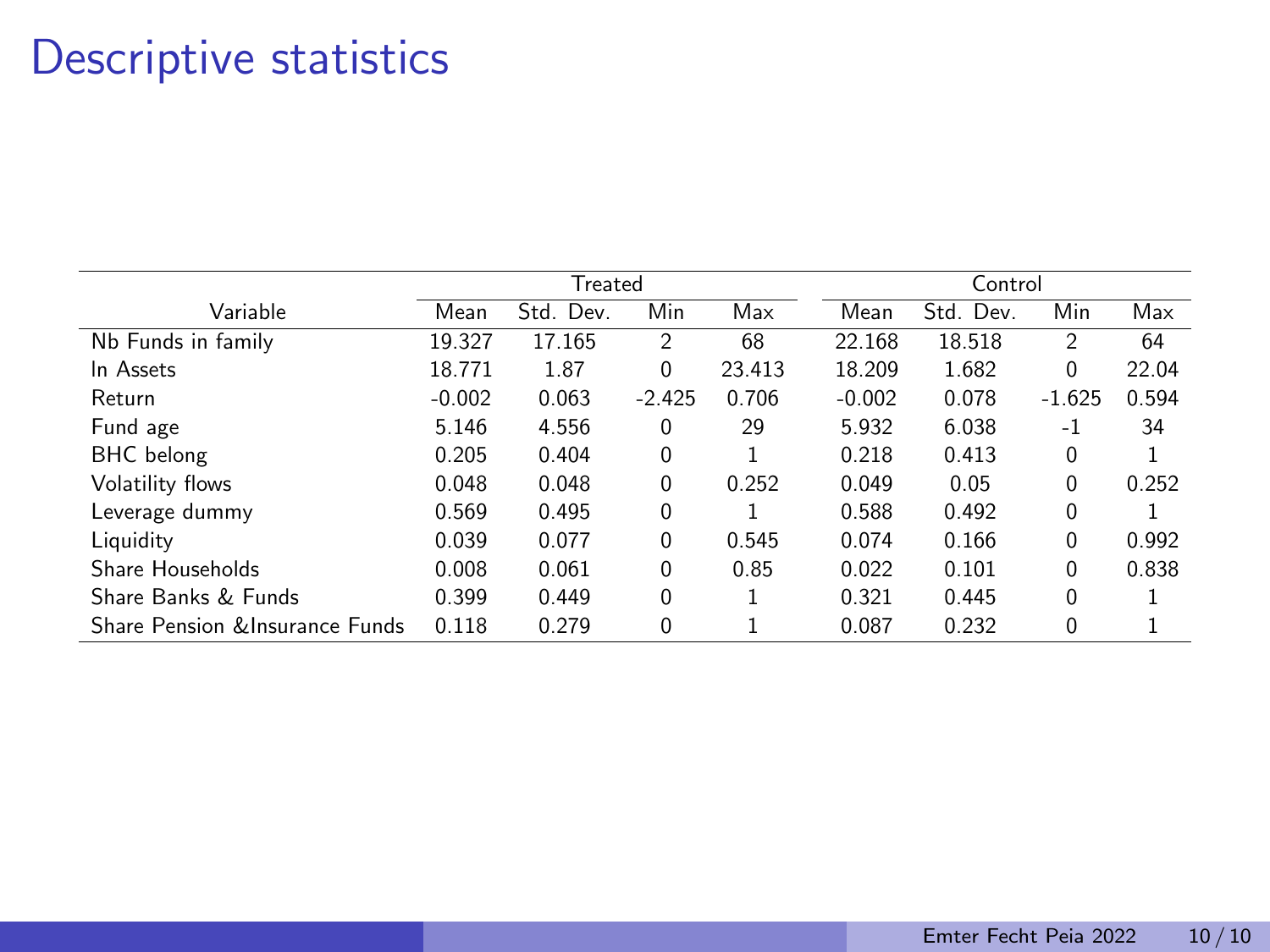# Descriptive statistics

| Variable | Treated | | | | Control | | | |
|---|---|---|---|---|---|---|---|---|
| | Mean | Std. Dev. | Min | Max | Mean | Std. Dev. | Min | Max |
| Nb Funds in family | 19.327 | 17.165 | 2 | 68 | 22.168 | 18.518 | 2 | 64 |
| ln Assets | 18.771 | 1.87 | 0 | 23.413 | 18.209 | 1.682 | 0 | 22.04 |
| Return | -0.002 | 0.063 | -2.425 | 0.706 | -0.002 | 0.078 | -1.625 | 0.594 |
| Fund age | 5.146 | 4.556 | 0 | 29 | 5.932 | 6.038 | -1 | 34 |
| BHC belong | 0.205 | 0.404 | 0 | 1 | 0.218 | 0.413 | 0 | 1 |
| Volatility flows | 0.048 | 0.048 | 0 | 0.252 | 0.049 | 0.05 | 0 | 0.252 |
| Leverage dummy | 0.569 | 0.495 | 0 | 1 | 0.588 | 0.492 | 0 | 1 |
| Liquidity | 0.039 | 0.077 | 0 | 0.545 | 0.074 | 0.166 | 0 | 0.992 |
| Share Households | 0.008 | 0.061 | 0 | 0.85 | 0.022 | 0.101 | 0 | 0.838 |
| Share Banks & Funds | 0.399 | 0.449 | 0 | 1 | 0.321 | 0.445 | 0 | 1 |
| Share Pension &Insurance Funds | 0.118 | 0.279 | 0 | 1 | 0.087 | 0.232 | 0 | 1 |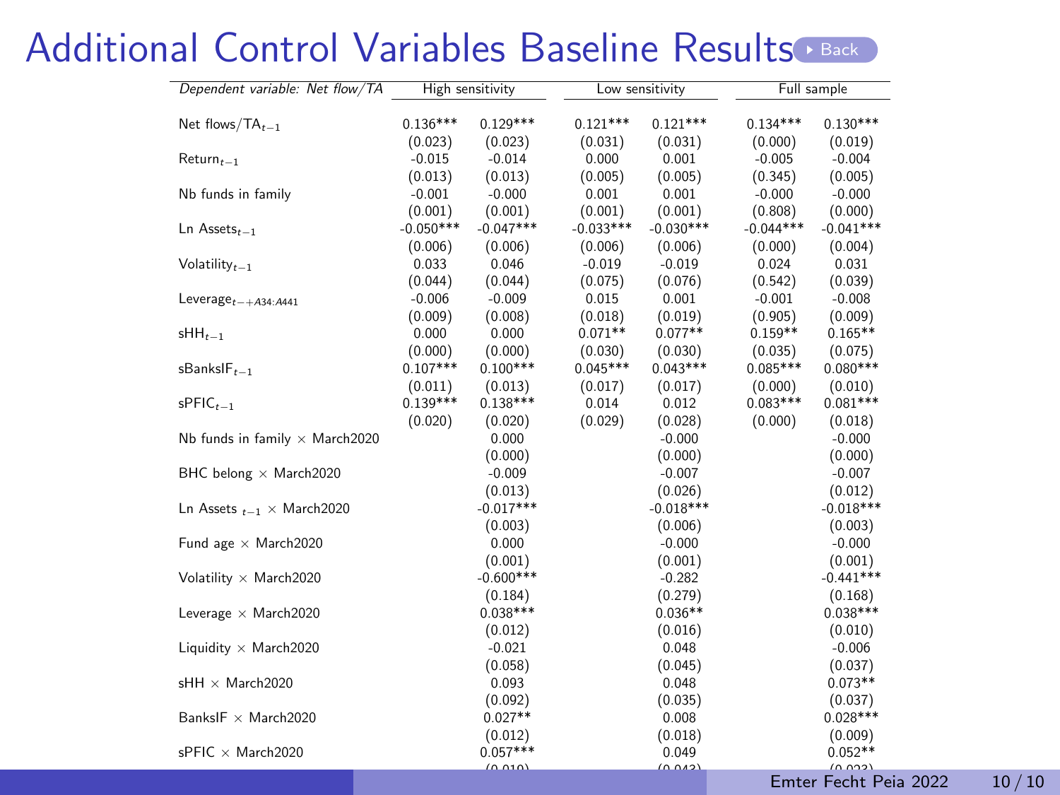# Additional Control Variables Baseline Results

| *Dependent variable: Net flow/TA* | High sensitivity | | Low sensitivity | | Full sample | |
|---|---|---|---|---|---|---|
| Net flows/TA$_{t-1}$ | 0.136*** | 0.129*** | 0.121*** | 0.121*** | 0.134*** | 0.130*** |
| | (0.023) | (0.023) | (0.031) | (0.031) | (0.000) | (0.019) |
| Return$_{t-1}$ | -0.015 | -0.014 | 0.000 | 0.001 | -0.005 | -0.004 |
| | (0.013) | (0.013) | (0.005) | (0.005) | (0.345) | (0.005) |
| Nb funds in family | -0.001 | -0.000 | 0.001 | 0.001 | -0.000 | -0.000 |
| | (0.001) | (0.001) | (0.001) | (0.001) | (0.808) | (0.000) |
| Ln Assets$_{t-1}$ | -0.050*** | -0.047*** | -0.033*** | -0.030*** | -0.044*** | -0.041*** |
| | (0.006) | (0.006) | (0.006) | (0.006) | (0.000) | (0.004) |
| Volatility$_{t-1}$ | 0.033 | 0.046 | -0.019 | -0.019 | 0.024 | 0.031 |
| | (0.044) | (0.044) | (0.075) | (0.076) | (0.542) | (0.039) |
| Leverage$_{t-+A34:A441}$ | -0.006 | -0.009 | 0.015 | 0.001 | -0.001 | -0.008 |
| | (0.009) | (0.008) | (0.018) | (0.019) | (0.905) | (0.009) |
| sHH$_{t-1}$ | 0.000 | 0.000 | 0.071** | 0.077** | 0.159** | 0.165** |
| | (0.000) | (0.000) | (0.030) | (0.030) | (0.035) | (0.075) |
| sBanksIF$_{t-1}$ | 0.107*** | 0.100*** | 0.045*** | 0.043*** | 0.085*** | 0.080*** |
| | (0.011) | (0.013) | (0.017) | (0.017) | (0.000) | (0.010) |
| sPFIC$_{t-1}$ | 0.139*** | 0.138*** | 0.014 | 0.012 | 0.083*** | 0.081*** |
| | (0.020) | (0.020) | (0.029) | (0.028) | (0.000) | (0.018) |
| Nb funds in family × March2020 | | 0.000 | | -0.000 | | -0.000 |
| | | (0.000) | | (0.000) | | (0.000) |
| BHC belong × March2020 | | -0.009 | | -0.007 | | -0.007 |
| | | (0.013) | | (0.026) | | (0.012) |
| Ln Assets $_{t-1}$ × March2020 | | -0.017*** | | -0.018*** | | -0.018*** |
| | | (0.003) | | (0.006) | | (0.003) |
| Fund age × March2020 | | 0.000 | | -0.000 | | -0.000 |
| | | (0.001) | | (0.001) | | (0.001) |
| Volatility × March2020 | | -0.600*** | | -0.282 | | -0.441*** |
| | | (0.184) | | (0.279) | | (0.168) |
| Leverage × March2020 | | 0.038*** | | 0.036** | | 0.038*** |
| | | (0.012) | | (0.016) | | (0.010) |
| Liquidity × March2020 | | -0.021 | | 0.048 | | -0.006 |
| | | (0.058) | | (0.045) | | (0.037) |
| sHH × March2020 | | 0.093 | | 0.048 | | 0.073** |
| | | (0.092) | | (0.035) | | (0.037) |
| BanksIF × March2020 | | 0.027** | | 0.008 | | 0.028*** |
| | | (0.012) | | (0.018) | | (0.009) |
| sPFIC × March2020 | | 0.057*** | | 0.049 | | 0.052** |
| | | (0.019) | | (0.043) | | (0.023) |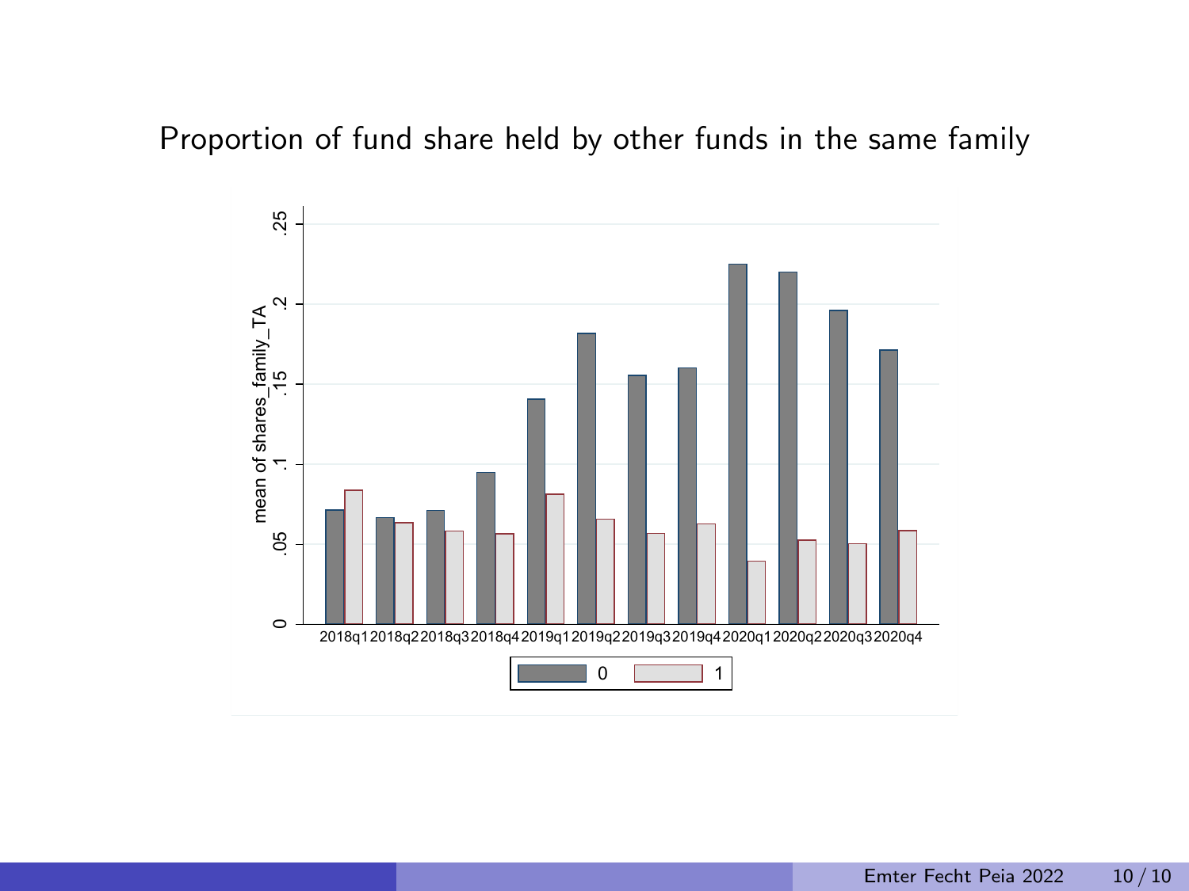## Proportion of fund share held by other funds in the same family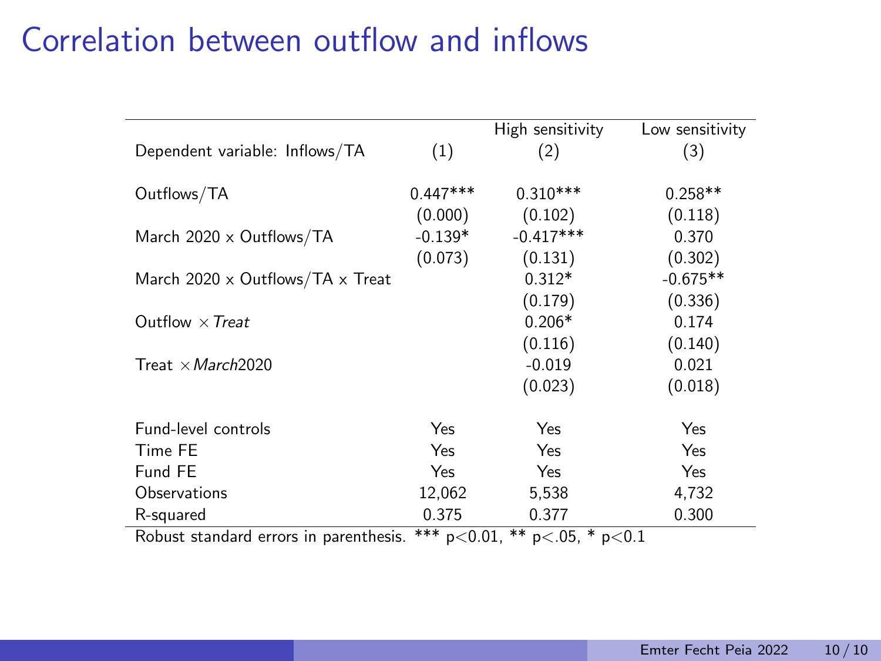# Correlation between outflow and inflows

| Dependent variable: Inflows/TA | (1) | High sensitivity (2) | Low sensitivity (3) |
|---|---|---|---|
| Outflows/TA | 0.447*** | 0.310*** | 0.258** |
| | (0.000) | (0.102) | (0.118) |
| March 2020 x Outflows/TA | -0.139* | -0.417*** | 0.370 |
| | (0.073) | (0.131) | (0.302) |
| March 2020 x Outflows/TA x Treat | | 0.312* | -0.675** |
| | | (0.179) | (0.336) |
| Outflow $\times$ *Treat* | | 0.206* | 0.174 |
| | | (0.116) | (0.140) |
| Treat $\times$ *March*2020 | | -0.019 | 0.021 |
| | | (0.023) | (0.018) |
| Fund-level controls | Yes | Yes | Yes |
| Time FE | Yes | Yes | Yes |
| Fund FE | Yes | Yes | Yes |
| Observations | 12,062 | 5,538 | 4,732 |
| R-squared | 0.375 | 0.377 | 0.300 |

Robust standard errors in parenthesis. *** $p<0.01$, ** $p<.05$, * $p<0.1$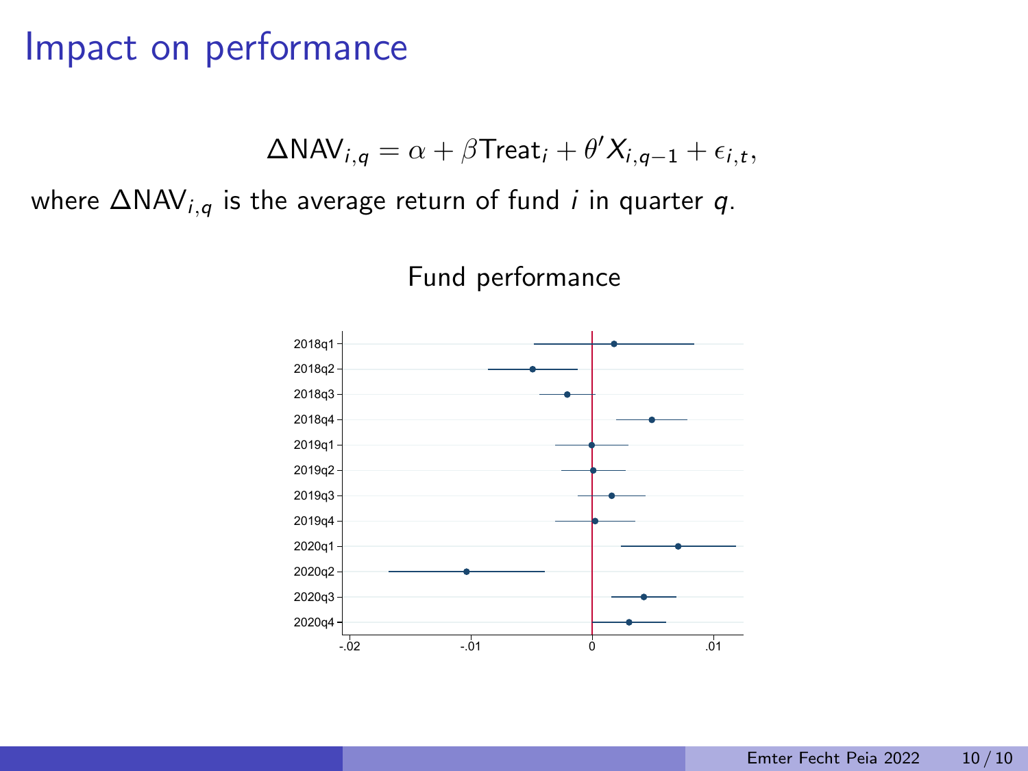# Impact on performance

$$\Delta \text{NAV}_{i,q} = \alpha + \beta \text{Treat}_i + \theta' X_{i,q-1} + \epsilon_{i,t},$$

where $\Delta \text{NAV}_{i,q}$ is the average return of fund $i$ in quarter $q$.

Fund performance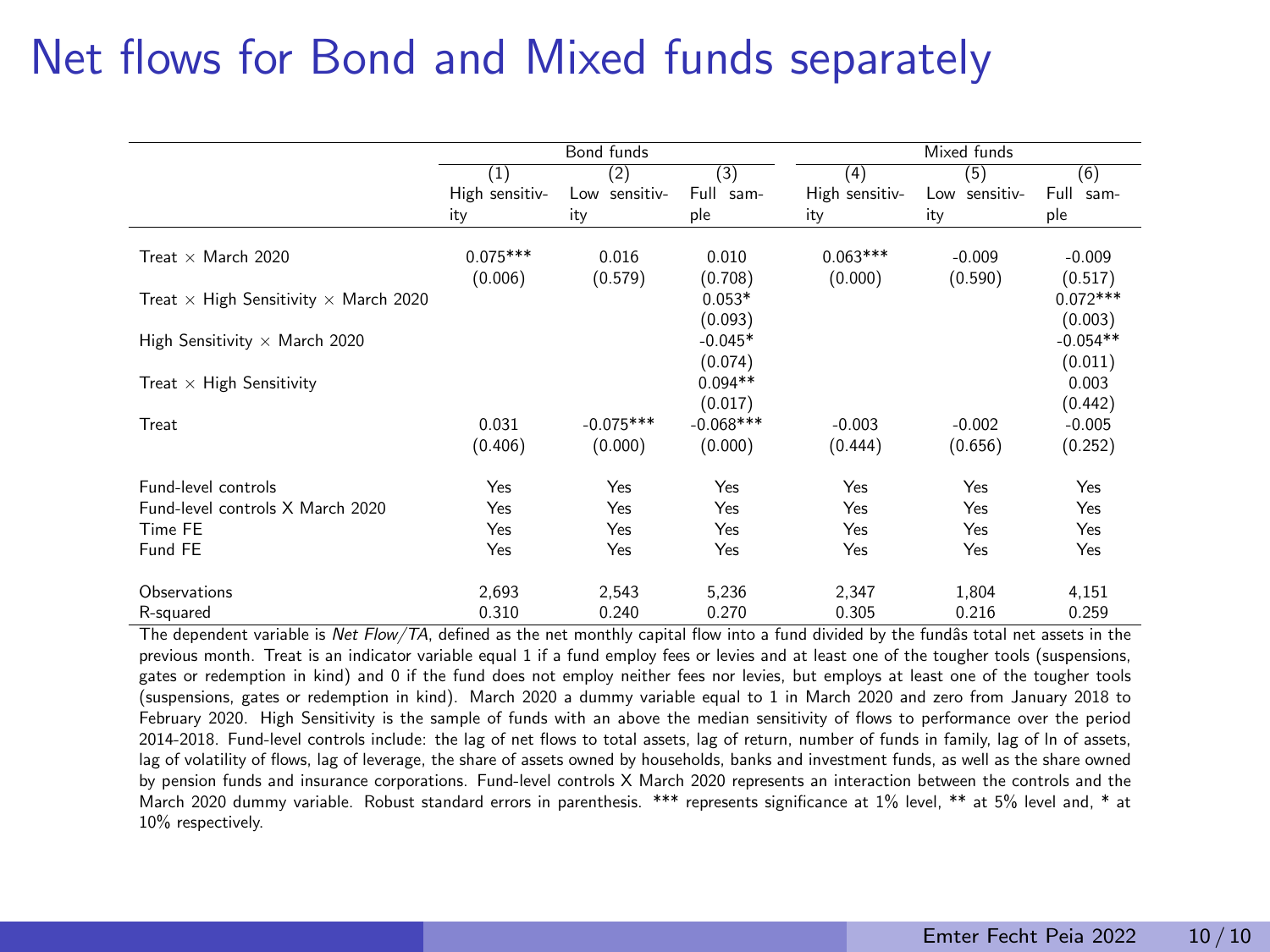# Net flows for Bond and Mixed funds separately

| | Bond funds | | | Mixed funds | | |
|---|---|---|---|---|---|---|
| | (1) | (2) | (3) | (4) | (5) | (6) |
| | High sensitivity | Low sensitivity | Full sample | High sensitivity | Low sensitivity | Full sample |
| Treat × March 2020 | 0.075*** | 0.016 | 0.010 | 0.063*** | -0.009 | -0.009 |
| | (0.006) | (0.579) | (0.708) | (0.000) | (0.590) | (0.517) |
| Treat × High Sensitivity × March 2020 | | | 0.053* | | | 0.072*** |
| | | | (0.093) | | | (0.003) |
| High Sensitivity × March 2020 | | | -0.045* | | | -0.054** |
| | | | (0.074) | | | (0.011) |
| Treat × High Sensitivity | | | 0.094** | | | 0.003 |
| | | | (0.017) | | | (0.442) |
| Treat | 0.031 | -0.075*** | -0.068*** | -0.003 | -0.002 | -0.005 |
| | (0.406) | (0.000) | (0.000) | (0.444) | (0.656) | (0.252) |
| Fund-level controls | Yes | Yes | Yes | Yes | Yes | Yes |
| Fund-level controls X March 2020 | Yes | Yes | Yes | Yes | Yes | Yes |
| Time FE | Yes | Yes | Yes | Yes | Yes | Yes |
| Fund FE | Yes | Yes | Yes | Yes | Yes | Yes |
| Observations | 2,693 | 2,543 | 5,236 | 2,347 | 1,804 | 4,151 |
| R-squared | 0.310 | 0.240 | 0.270 | 0.305 | 0.216 | 0.259 |

The dependent variable is *Net Flow/TA*, defined as the net monthly capital flow into a fund divided by the fundâs total net assets in the previous month. Treat is an indicator variable equal 1 if a fund employ fees or levies and at least one of the tougher tools (suspensions, gates or redemption in kind) and 0 if the fund does not employ neither fees nor levies, but employs at least one of the tougher tools (suspensions, gates or redemption in kind). March 2020 a dummy variable equal to 1 in March 2020 and zero from January 2018 to February 2020. High Sensitivity is the sample of funds with an above the median sensitivity of flows to performance over the period 2014-2018. Fund-level controls include: the lag of net flows to total assets, lag of return, number of funds in family, lag of ln of assets, lag of volatility of flows, lag of leverage, the share of assets owned by households, banks and investment funds, as well as the share owned by pension funds and insurance corporations. Fund-level controls X March 2020 represents an interaction between the controls and the March 2020 dummy variable. Robust standard errors in parenthesis. *** represents significance at 1% level, ** at 5% level and, * at 10% respectively.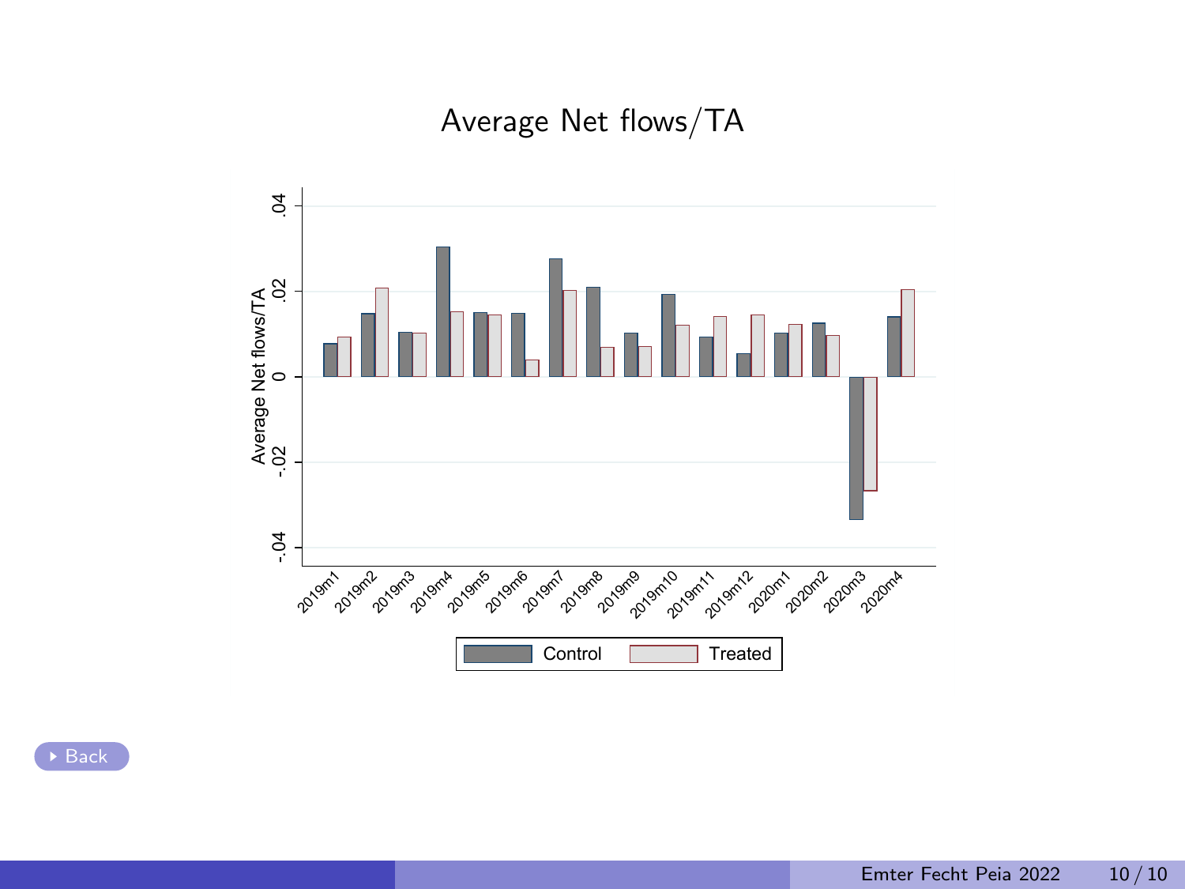# Average Net flows/TA

Back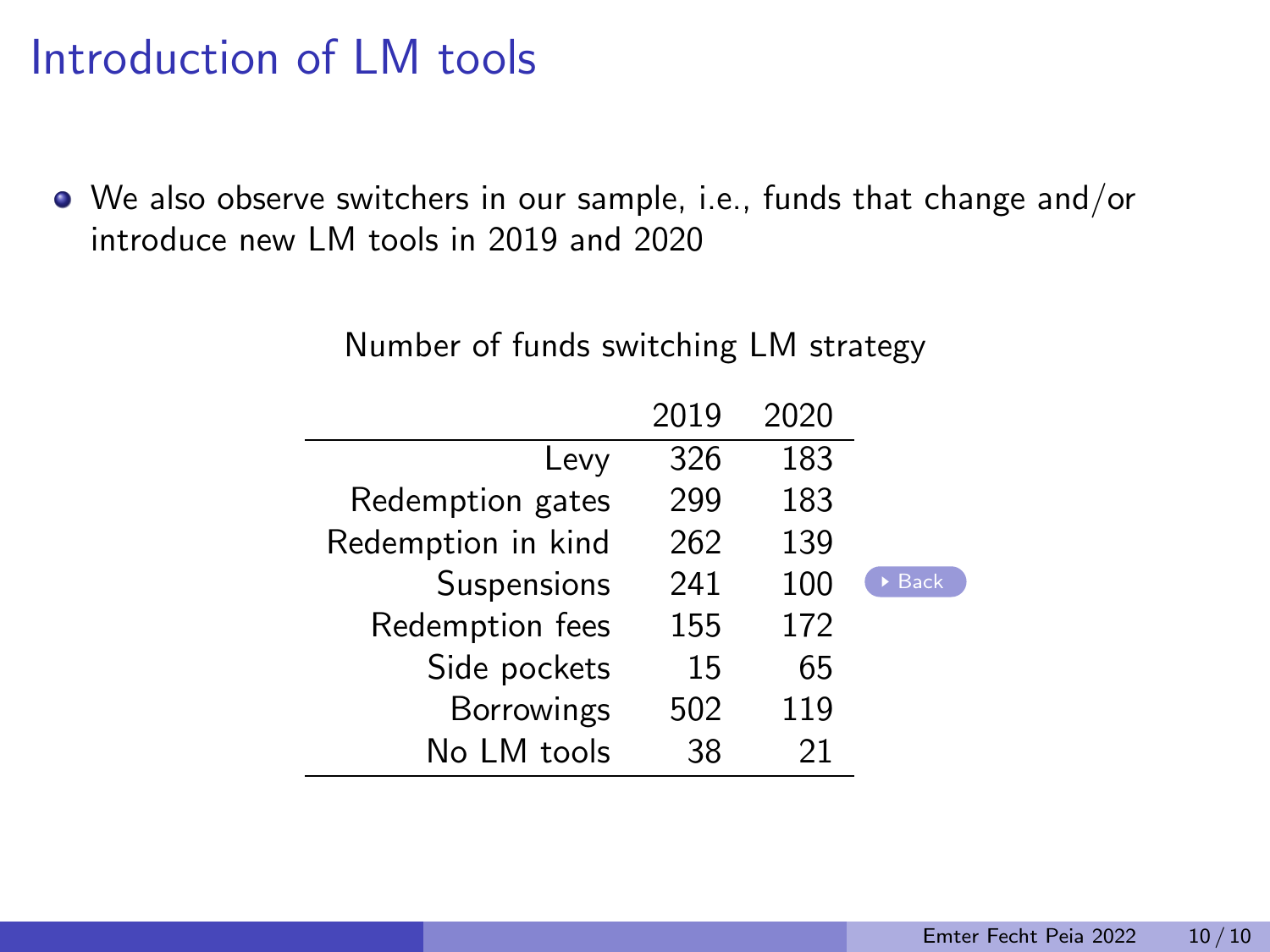# Introduction of LM tools

- We also observe switchers in our sample, i.e., funds that change and/or introduce new LM tools in 2019 and 2020

Number of funds switching LM strategy

| | 2019 | 2020 |
|---|---|---|
| Levy | 326 | 183 |
| Redemption gates | 299 | 183 |
| Redemption in kind | 262 | 139 |
| Suspensions | 241 | 100 |
| Redemption fees | 155 | 172 |
| Side pockets | 15 | 65 |
| Borrowings | 502 | 119 |
| No LM tools | 38 | 21 |

Back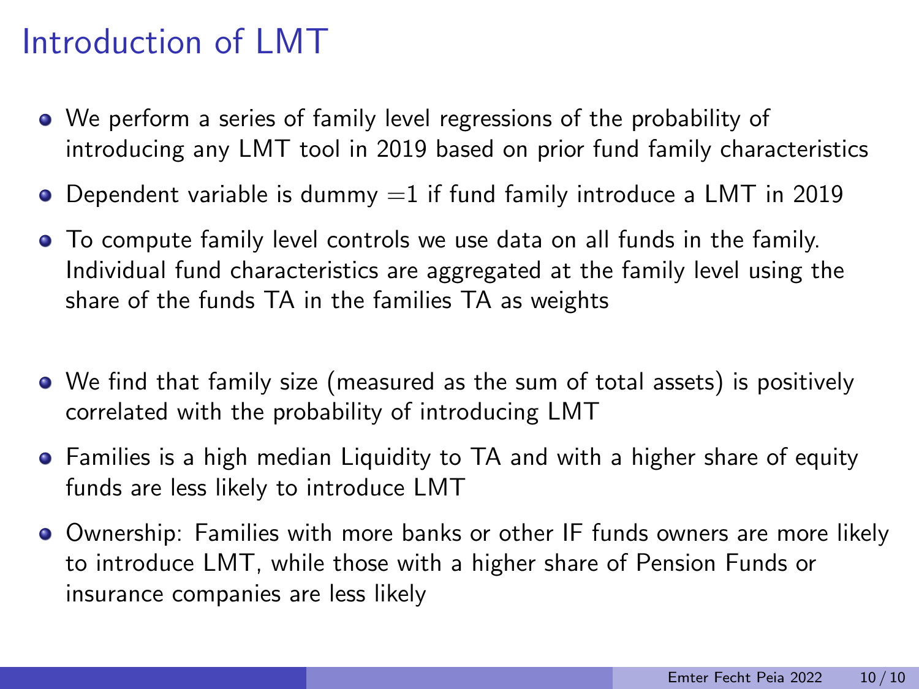# Introduction of LMT

- We perform a series of family level regressions of the probability of introducing any LMT tool in 2019 based on prior fund family characteristics
- Dependent variable is dummy =1 if fund family introduce a LMT in 2019
- To compute family level controls we use data on all funds in the family. Individual fund characteristics are aggregated at the family level using the share of the funds TA in the families TA as weights

- We find that family size (measured as the sum of total assets) is positively correlated with the probability of introducing LMT
- Families is a high median Liquidity to TA and with a higher share of equity funds are less likely to introduce LMT
- Ownership: Families with more banks or other IF funds owners are more likely to introduce LMT, while those with a higher share of Pension Funds or insurance companies are less likely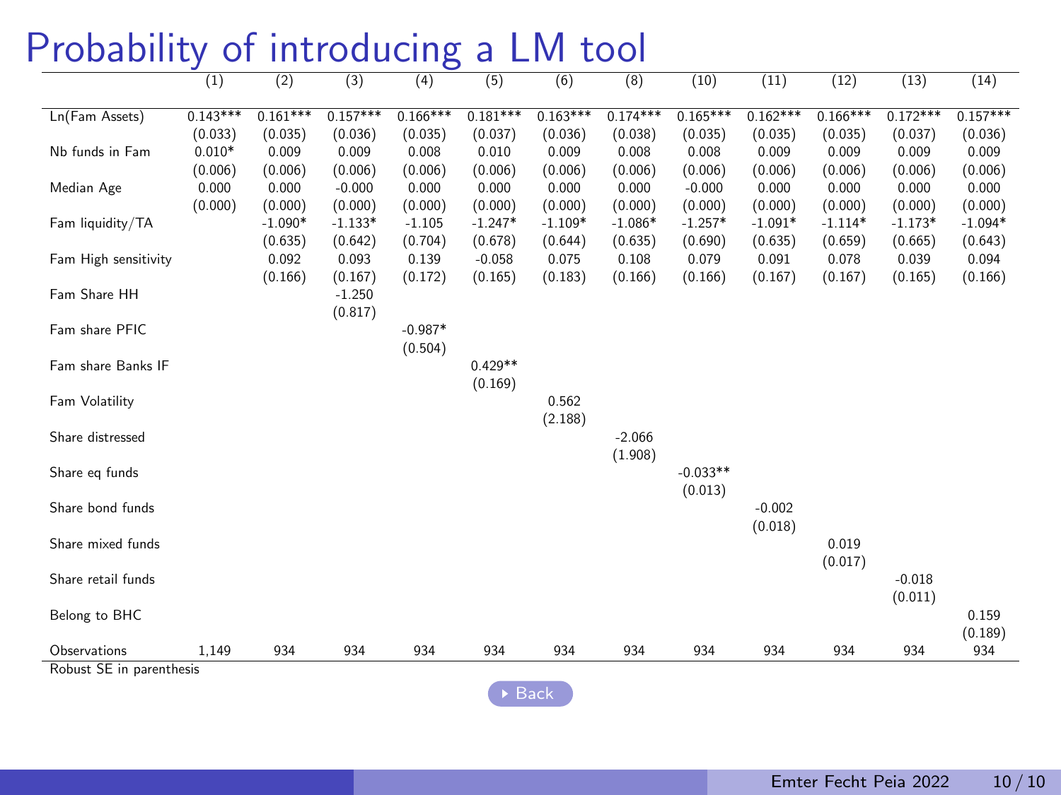# Probability of introducing a LM tool

| | (1) | (2) | (3) | (4) | (5) | (6) | (8) | (10) | (11) | (12) | (13) | (14) |
|---|---|---|---|---|---|---|---|---|---|---|---|---|
| Ln(Fam Assets) | 0.143*** | 0.161*** | 0.157*** | 0.166*** | 0.181*** | 0.163*** | 0.174*** | 0.165*** | 0.162*** | 0.166*** | 0.172*** | 0.157*** |
| | (0.033) | (0.035) | (0.036) | (0.035) | (0.037) | (0.036) | (0.038) | (0.035) | (0.035) | (0.035) | (0.037) | (0.036) |
| Nb funds in Fam | 0.010* | 0.009 | 0.009 | 0.008 | 0.010 | 0.009 | 0.008 | 0.008 | 0.009 | 0.009 | 0.009 | 0.009 |
| | (0.006) | (0.006) | (0.006) | (0.006) | (0.006) | (0.006) | (0.006) | (0.006) | (0.006) | (0.006) | (0.006) | (0.006) |
| Median Age | 0.000 | 0.000 | -0.000 | 0.000 | 0.000 | 0.000 | 0.000 | -0.000 | 0.000 | 0.000 | 0.000 | 0.000 |
| | (0.000) | (0.000) | (0.000) | (0.000) | (0.000) | (0.000) | (0.000) | (0.000) | (0.000) | (0.000) | (0.000) | (0.000) |
| Fam liquidity/TA | | -1.090* | -1.133* | -1.105 | -1.247* | -1.109* | -1.086* | -1.257* | -1.091* | -1.114* | -1.173* | -1.094* |
| | | (0.635) | (0.642) | (0.704) | (0.678) | (0.644) | (0.635) | (0.690) | (0.635) | (0.659) | (0.665) | (0.643) |
| Fam High sensitivity | | 0.092 | 0.093 | 0.139 | -0.058 | 0.075 | 0.108 | 0.079 | 0.091 | 0.078 | 0.039 | 0.094 |
| | | (0.166) | (0.167) | (0.172) | (0.165) | (0.183) | (0.166) | (0.166) | (0.167) | (0.167) | (0.165) | (0.166) |
| Fam Share HH | | | -1.250 | | | | | | | | | |
| | | | (0.817) | | | | | | | | | |
| Fam share PFIC | | | | -0.987* | | | | | | | | |
| | | | | (0.504) | | | | | | | | |
| Fam share Banks IF | | | | | 0.429** | | | | | | | |
| | | | | | (0.169) | | | | | | | |
| Fam Volatility | | | | | | 0.562 | | | | | | |
| | | | | | | (2.188) | | | | | | |
| Share distressed | | | | | | | -2.066 | | | | | |
| | | | | | | | (1.908) | | | | | |
| Share eq funds | | | | | | | | -0.033** | | | | |
| | | | | | | | | (0.013) | | | | |
| Share bond funds | | | | | | | | | -0.002 | | | |
| | | | | | | | | | (0.018) | | | |
| Share mixed funds | | | | | | | | | | 0.019 | | |
| | | | | | | | | | | (0.017) | | |
| Share retail funds | | | | | | | | | | | -0.018 | |
| | | | | | | | | | | | (0.011) | |
| Belong to BHC | | | | | | | | | | | | 0.159 |
| | | | | | | | | | | | | (0.189) |
| Observations | 1,149 | 934 | 934 | 934 | 934 | 934 | 934 | 934 | 934 | 934 | 934 | 934 |

Robust SE in parenthesis

Back